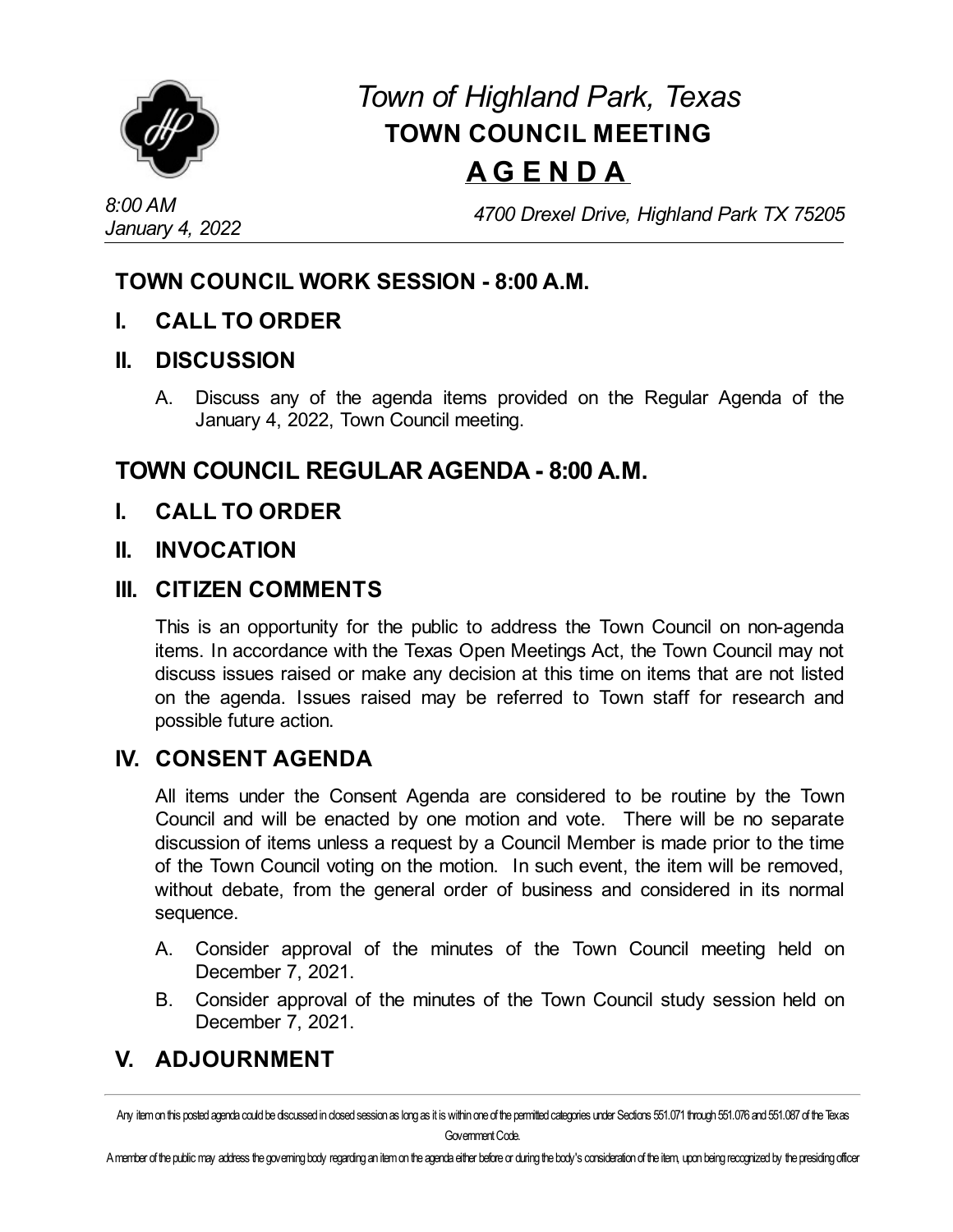# *Town of Highland Park, Texas*

## TOWN COUNCIL MEETING

## A G E N D A

*8:00 AM*
*January 4, 2022*

*4700 Drexel Drive, Highland Park TX 75205*

---

## TOWN COUNCIL WORK SESSION - 8:00 A.M.

### I. CALL TO ORDER

### II. DISCUSSION

A. Discuss any of the agenda items provided on the Regular Agenda of the January 4, 2022, Town Council meeting.

## TOWN COUNCIL REGULAR AGENDA - 8:00 A.M.

### I. CALL TO ORDER

### II. INVOCATION

### III. CITIZEN COMMENTS

This is an opportunity for the public to address the Town Council on non-agenda items. In accordance with the Texas Open Meetings Act, the Town Council may not discuss issues raised or make any decision at this time on items that are not listed on the agenda. Issues raised may be referred to Town staff for research and possible future action.

### IV. CONSENT AGENDA

All items under the Consent Agenda are considered to be routine by the Town Council and will be enacted by one motion and vote. There will be no separate discussion of items unless a request by a Council Member is made prior to the time of the Town Council voting on the motion. In such event, the item will be removed, without debate, from the general order of business and considered in its normal sequence.

A. Consider approval of the minutes of the Town Council meeting held on December 7, 2021.

B. Consider approval of the minutes of the Town Council study session held on December 7, 2021.

### V. ADJOURNMENT

---

Any item on this posted agenda could be discussed in closed session as long as it is within one of the permitted categories under Sections 551.071 through 551.076 and 551.087 of the Texas Government Code.

A member of the public may address the governing body regarding an item on the agenda either before or during the body's consideration of the item, upon being recognized by the presiding officer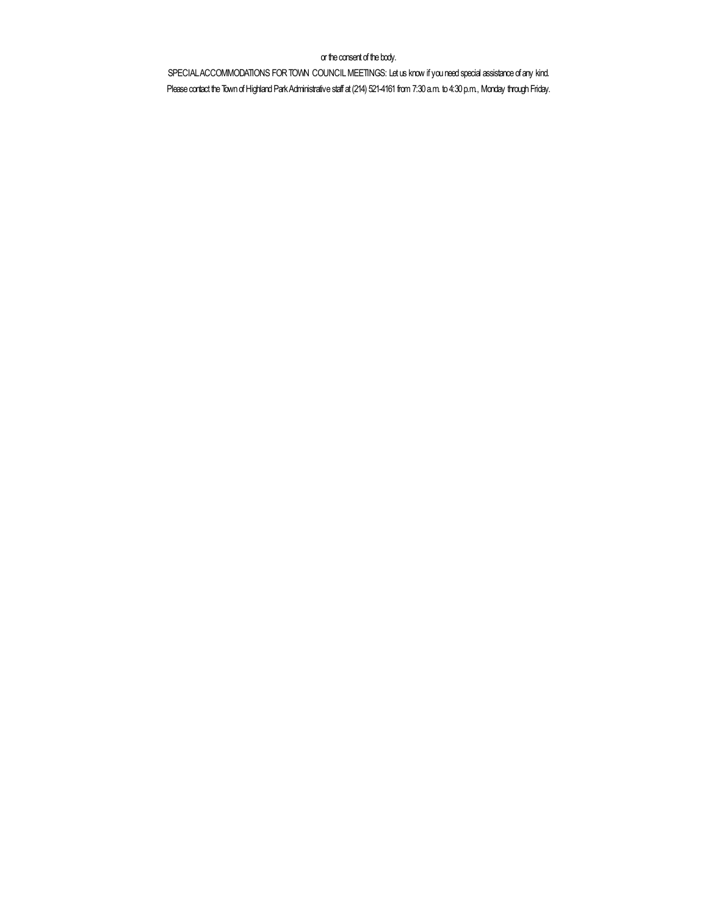or the consent of the body.

SPECIAL ACCOMMODATIONS FOR TOWN COUNCIL MEETINGS: Let us know if you need special assistance of any kind. Please contact the Town of Highland Park Administrative staff at (214) 521-4161 from 7:30 a.m. to 4:30 p.m., Monday through Friday.